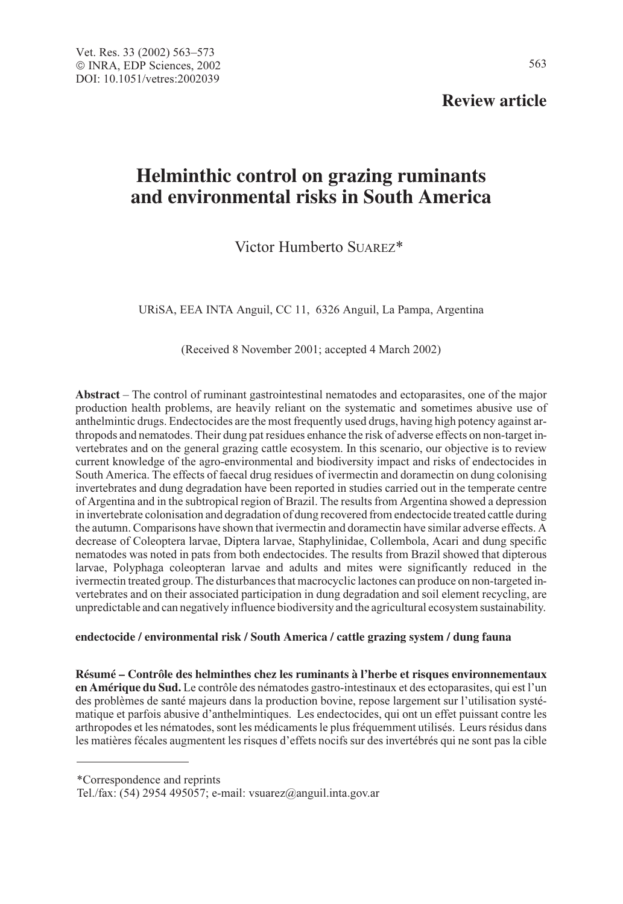Review article

# Helminthic control on grazing ruminants and environmental risks in South America

Victor Humberto SUAREZ*

URiSA, EEA INTA Anguil, CC 11, 6326 Anguil, La Pampa, Argentina

(Received 8 November 2001; accepted 4 March 2002)

**Abstract** – The control of ruminant gastrointestinal nematodes and ectoparasites, one of the major production health problems, are heavily reliant on the systematic and sometimes abusive use of anthelmintic drugs. Endectocides are the most frequently used drugs, having high potency against arthropods and nematodes. Their dung pat residues enhance the risk of adverse effects on non-target invertebrates and on the general grazing cattle ecosystem. In this scenario, our objective is to review current knowledge of the agro-environmental and biodiversity impact and risks of endectocides in South America. The effects of faecal drug residues of ivermectin and doramectin on dung colonising invertebrates and dung degradation have been reported in studies carried out in the temperate centre of Argentina and in the subtropical region of Brazil. The results from Argentina showed a depression in invertebrate colonisation and degradation of dung recovered from endectocide treated cattle during the autumn. Comparisons have shown that ivermectin and doramectin have similar adverse effects. A decrease of Coleoptera larvae, Diptera larvae, Staphylinidae, Collembola, Acari and dung specific nematodes was noted in pats from both endectocides. The results from Brazil showed that dipterous larvae, Polyphaga coleopteran larvae and adults and mites were significantly reduced in the ivermectin treated group. The disturbances that macrocyclic lactones can produce on non-targeted invertebrates and on their associated participation in dung degradation and soil element recycling, are unpredictable and can negatively influence biodiversity and the agricultural ecosystem sustainability.

**endectocide / environmental risk / South America / cattle grazing system / dung fauna**

**Résumé – Contrôle des helminthes chez les ruminants à l'herbe et risques environnementaux en Amérique du Sud.** Le contrôle des nématodes gastro-intestinaux et des ectoparasites, qui est l'un des problèmes de santé majeurs dans la production bovine, repose largement sur l'utilisation systématique et parfois abusive d'anthelmintiques. Les endectocides, qui ont un effet puissant contre les arthropodes et les nématodes, sont les médicaments le plus fréquemment utilisés. Leurs résidus dans les matières fécales augmentent les risques d'effets nocifs sur des invertébrés qui ne sont pas la cible

---

*Correspondence and reprints
Tel./fax: (54) 2954 495057; e-mail: vsuarez@anguil.inta.gov.ar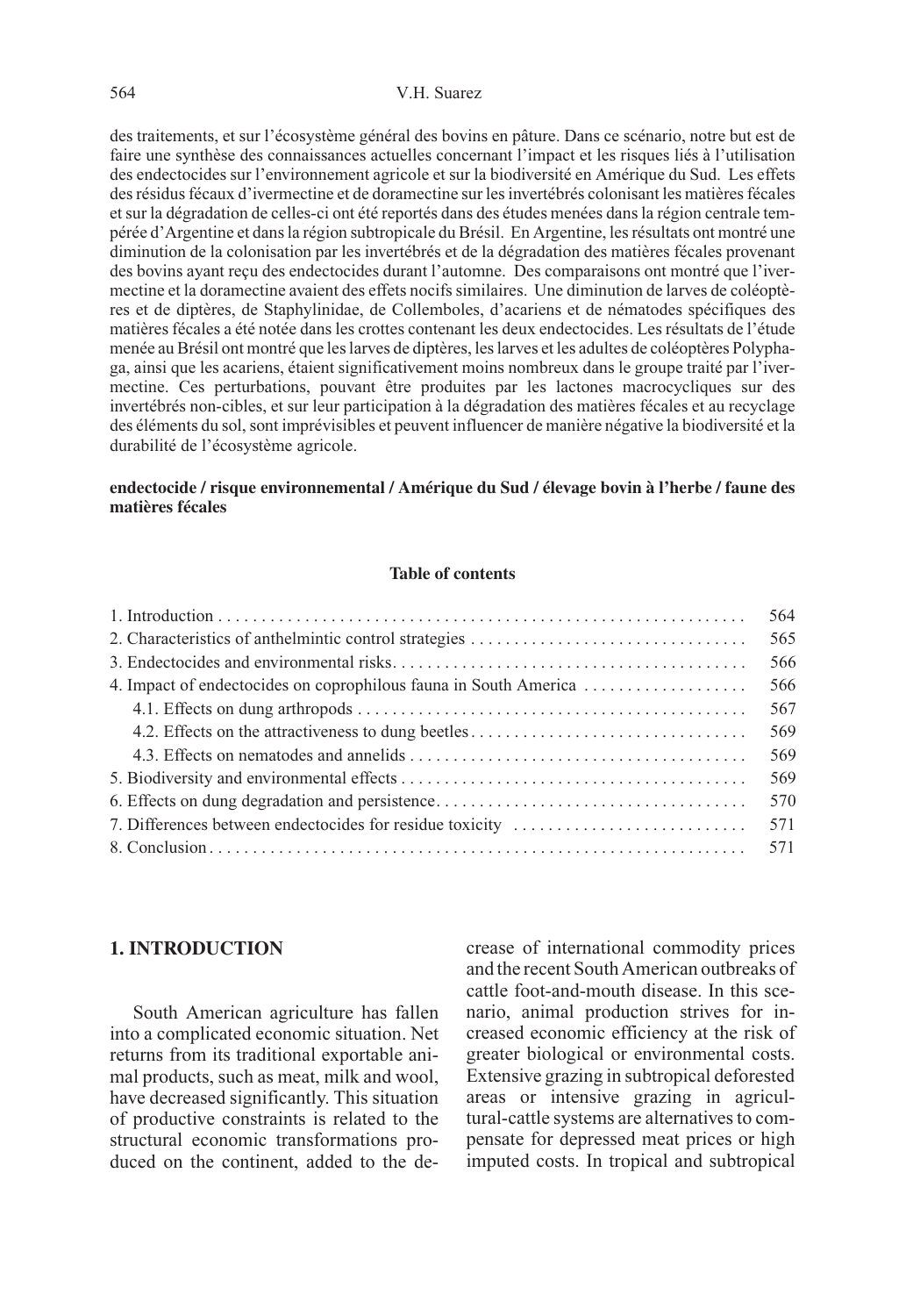des traitements, et sur l'écosystème général des bovins en pâture. Dans ce scénario, notre but est de faire une synthèse des connaissances actuelles concernant l'impact et les risques liés à l'utilisation des endectocides sur l'environnement agricole et sur la biodiversité en Amérique du Sud. Les effets des résidus fécaux d'ivermectine et de doramectine sur les invertébrés colonisant les matières fécales et sur la dégradation de celles-ci ont été reportés dans des études menées dans la région centrale tempérée d'Argentine et dans la région subtropicale du Brésil. En Argentine, les résultats ont montré une diminution de la colonisation par les invertébrés et de la dégradation des matières fécales provenant des bovins ayant reçu des endectocides durant l'automne. Des comparaisons ont montré que l'ivermectine et la doramectine avaient des effets nocifs similaires. Une diminution de larves de coléoptères et de diptères, de Staphylinidae, de Collemboles, d'acariens et de nématodes spécifiques des matières fécales a été notée dans les crottes contenant les deux endectocides. Les résultats de l'étude menée au Brésil ont montré que les larves de diptères, les larves et les adultes de coléoptères Polyphaga, ainsi que les acariens, étaient significativement moins nombreux dans le groupe traité par l'ivermectine. Ces perturbations, pouvant être produites par les lactones macrocycliques sur des invertébrés non-cibles, et sur leur participation à la dégradation des matières fécales et au recyclage des éléments du sol, sont imprévisibles et peuvent influencer de manière négative la biodiversité et la durabilité de l'écosystème agricole.

**endectocide / risque environnemental / Amérique du Sud / élevage bovin à l'herbe / faune des matières fécales**

**Table of contents**

| | |
|---|---|
| 1. Introduction | 564 |
| 2. Characteristics of anthelmintic control strategies | 565 |
| 3. Endectocides and environmental risks | 566 |
| 4. Impact of endectocides on coprophilous fauna in South America | 566 |
| 4.1. Effects on dung arthropods | 567 |
| 4.2. Effects on the attractiveness to dung beetles | 569 |
| 4.3. Effects on nematodes and annelids | 569 |
| 5. Biodiversity and environmental effects | 569 |
| 6. Effects on dung degradation and persistence | 570 |
| 7. Differences between endectocides for residue toxicity | 571 |
| 8. Conclusion | 571 |

## 1. INTRODUCTION

South American agriculture has fallen into a complicated economic situation. Net returns from its traditional exportable animal products, such as meat, milk and wool, have decreased significantly. This situation of productive constraints is related to the structural economic transformations produced on the continent, added to the decrease of international commodity prices and the recent South American outbreaks of cattle foot-and-mouth disease. In this scenario, animal production strives for increased economic efficiency at the risk of greater biological or environmental costs. Extensive grazing in subtropical deforested areas or intensive grazing in agricultural-cattle systems are alternatives to compensate for depressed meat prices or high imputed costs. In tropical and subtropical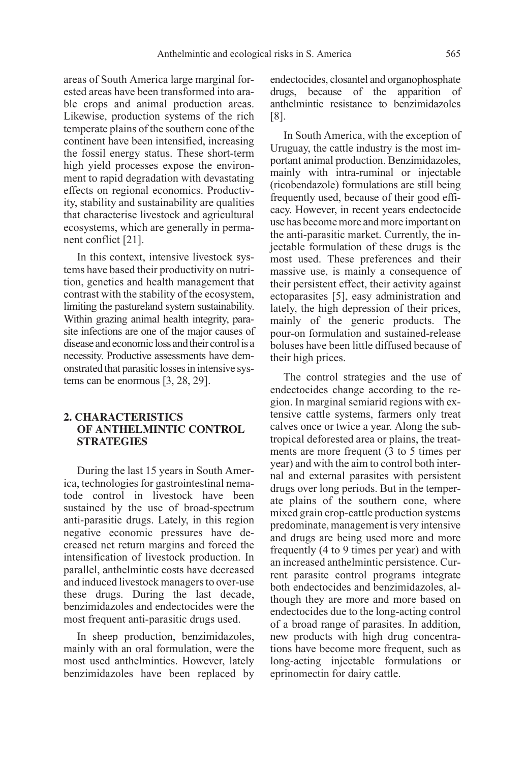areas of South America large marginal forested areas have been transformed into arable crops and animal production areas. Likewise, production systems of the rich temperate plains of the southern cone of the continent have been intensified, increasing the fossil energy status. These short-term high yield processes expose the environment to rapid degradation with devastating effects on regional economics. Productivity, stability and sustainability are qualities that characterise livestock and agricultural ecosystems, which are generally in permanent conflict [21].

In this context, intensive livestock systems have based their productivity on nutrition, genetics and health management that contrast with the stability of the ecosystem, limiting the pastureland system sustainability. Within grazing animal health integrity, parasite infections are one of the major causes of disease and economic loss and their control is a necessity. Productive assessments have demonstrated that parasitic losses in intensive systems can be enormous [3, 28, 29].

## 2. CHARACTERISTICS OF ANTHELMINTIC CONTROL STRATEGIES

During the last 15 years in South America, technologies for gastrointestinal nematode control in livestock have been sustained by the use of broad-spectrum anti-parasitic drugs. Lately, in this region negative economic pressures have decreased net return margins and forced the intensification of livestock production. In parallel, anthelmintic costs have decreased and induced livestock managers to over-use these drugs. During the last decade, benzimidazoles and endectocides were the most frequent anti-parasitic drugs used.

In sheep production, benzimidazoles, mainly with an oral formulation, were the most used anthelmintics. However, lately benzimidazoles have been replaced by endectocides, closantel and organophosphate drugs, because of the apparition of anthelmintic resistance to benzimidazoles [8].

In South America, with the exception of Uruguay, the cattle industry is the most important animal production. Benzimidazoles, mainly with intra-ruminal or injectable (ricobendazole) formulations are still being frequently used, because of their good efficacy. However, in recent years endectocide use has become more and more important on the anti-parasitic market. Currently, the injectable formulation of these drugs is the most used. These preferences and their massive use, is mainly a consequence of their persistent effect, their activity against ectoparasites [5], easy administration and lately, the high depression of their prices, mainly of the generic products. The pour-on formulation and sustained-release boluses have been little diffused because of their high prices.

The control strategies and the use of endectocides change according to the region. In marginal semiarid regions with extensive cattle systems, farmers only treat calves once or twice a year. Along the subtropical deforested area or plains, the treatments are more frequent (3 to 5 times per year) and with the aim to control both internal and external parasites with persistent drugs over long periods. But in the temperate plains of the southern cone, where mixed grain crop-cattle production systems predominate, management is very intensive and drugs are being used more and more frequently (4 to 9 times per year) and with an increased anthelmintic persistence. Current parasite control programs integrate both endectocides and benzimidazoles, although they are more and more based on endectocides due to the long-acting control of a broad range of parasites. In addition, new products with high drug concentrations have become more frequent, such as long-acting injectable formulations or eprinomectin for dairy cattle.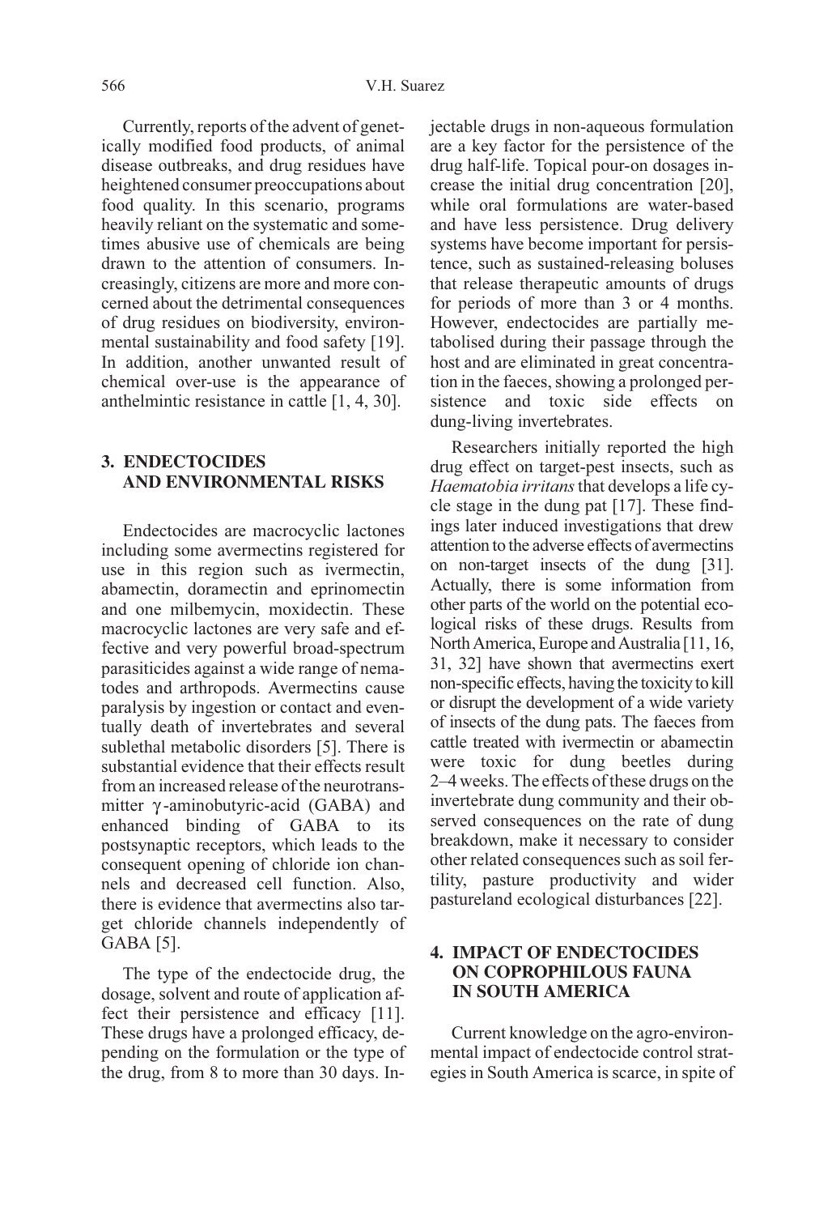Currently, reports of the advent of genetically modified food products, of animal disease outbreaks, and drug residues have heightened consumer preoccupations about food quality. In this scenario, programs heavily reliant on the systematic and sometimes abusive use of chemicals are being drawn to the attention of consumers. Increasingly, citizens are more and more concerned about the detrimental consequences of drug residues on biodiversity, environmental sustainability and food safety [19]. In addition, another unwanted result of chemical over-use is the appearance of anthelmintic resistance in cattle [1, 4, 30].

## 3. ENDECTOCIDES AND ENVIRONMENTAL RISKS

Endectocides are macrocyclic lactones including some avermectins registered for use in this region such as ivermectin, abamectin, doramectin and eprinomectin and one milbemycin, moxidectin. These macrocyclic lactones are very safe and effective and very powerful broad-spectrum parasiticides against a wide range of nematodes and arthropods. Avermectins cause paralysis by ingestion or contact and eventually death of invertebrates and several sublethal metabolic disorders [5]. There is substantial evidence that their effects result from an increased release of the neurotransmitter $\gamma$-aminobutyric-acid (GABA) and enhanced binding of GABA to its postsynaptic receptors, which leads to the consequent opening of chloride ion channels and decreased cell function. Also, there is evidence that avermectins also target chloride channels independently of GABA [5].

The type of the endectocide drug, the dosage, solvent and route of application affect their persistence and efficacy [11]. These drugs have a prolonged efficacy, depending on the formulation or the type of the drug, from 8 to more than 30 days. Injectable drugs in non-aqueous formulation are a key factor for the persistence of the drug half-life. Topical pour-on dosages increase the initial drug concentration [20], while oral formulations are water-based and have less persistence. Drug delivery systems have become important for persistence, such as sustained-releasing boluses that release therapeutic amounts of drugs for periods of more than 3 or 4 months. However, endectocides are partially metabolised during their passage through the host and are eliminated in great concentration in the faeces, showing a prolonged persistence and toxic side effects on dung-living invertebrates.

Researchers initially reported the high drug effect on target-pest insects, such as *Haematobia irritans* that develops a life cycle stage in the dung pat [17]. These findings later induced investigations that drew attention to the adverse effects of avermectins on non-target insects of the dung [31]. Actually, there is some information from other parts of the world on the potential ecological risks of these drugs. Results from North America, Europe and Australia [11, 16, 31, 32] have shown that avermectins exert non-specific effects, having the toxicity to kill or disrupt the development of a wide variety of insects of the dung pats. The faeces from cattle treated with ivermectin or abamectin were toxic for dung beetles during 2–4 weeks. The effects of these drugs on the invertebrate dung community and their observed consequences on the rate of dung breakdown, make it necessary to consider other related consequences such as soil fertility, pasture productivity and wider pastureland ecological disturbances [22].

## 4. IMPACT OF ENDECTOCIDES ON COPROPHILOUS FAUNA IN SOUTH AMERICA

Current knowledge on the agro-environmental impact of endectocide control strategies in South America is scarce, in spite of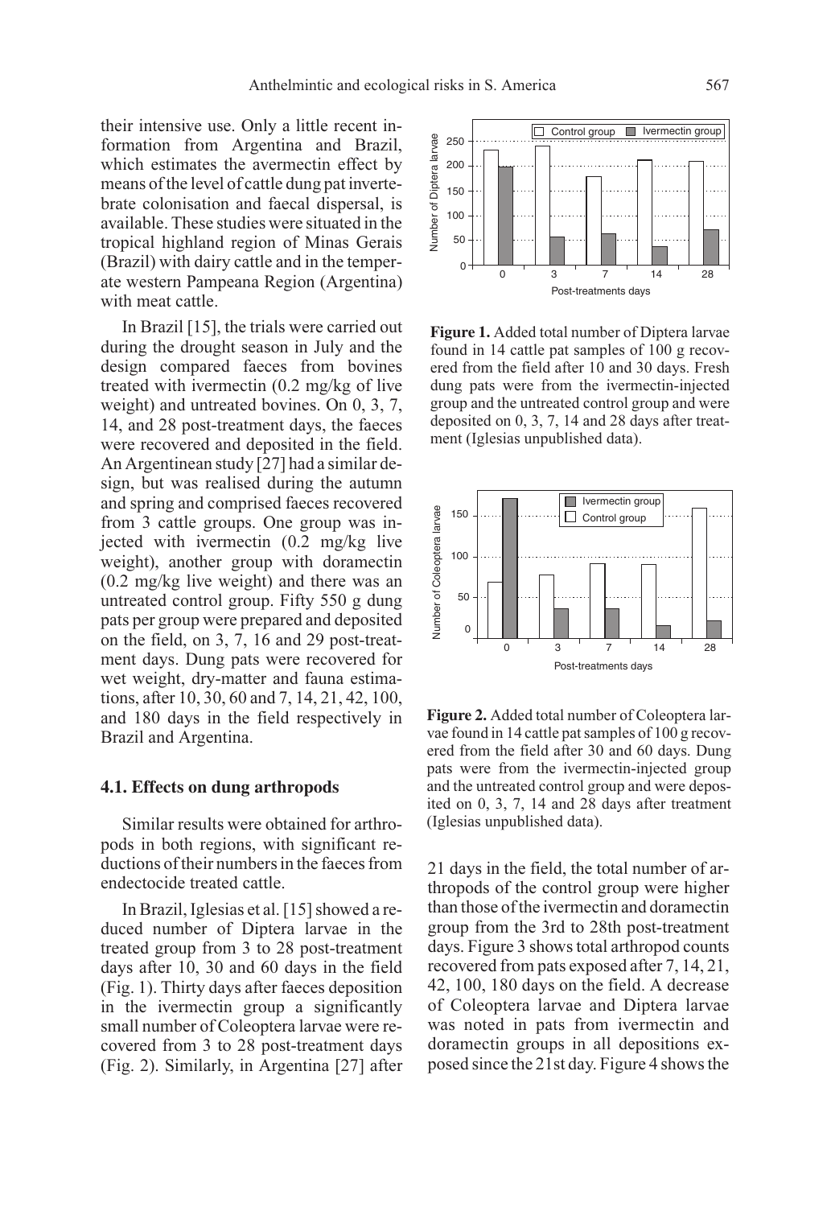their intensive use. Only a little recent information from Argentina and Brazil, which estimates the avermectin effect by means of the level of cattle dung pat invertebrate colonisation and faecal dispersal, is available. These studies were situated in the tropical highland region of Minas Gerais (Brazil) with dairy cattle and in the temperate western Pampeana Region (Argentina) with meat cattle.

In Brazil [15], the trials were carried out during the drought season in July and the design compared faeces from bovines treated with ivermectin (0.2 mg/kg of live weight) and untreated bovines. On 0, 3, 7, 14, and 28 post-treatment days, the faeces were recovered and deposited in the field. An Argentinean study [27] had a similar design, but was realised during the autumn and spring and comprised faeces recovered from 3 cattle groups. One group was injected with ivermectin (0.2 mg/kg live weight), another group with doramectin (0.2 mg/kg live weight) and there was an untreated control group. Fifty 550 g dung pats per group were prepared and deposited on the field, on 3, 7, 16 and 29 post-treatment days. Dung pats were recovered for wet weight, dry-matter and fauna estimations, after 10, 30, 60 and 7, 14, 21, 42, 100, and 180 days in the field respectively in Brazil and Argentina.

### 4.1. Effects on dung arthropods

Similar results were obtained for arthropods in both regions, with significant reductions of their numbers in the faeces from endectocide treated cattle.

In Brazil, Iglesias et al. [15] showed a reduced number of Diptera larvae in the treated group from 3 to 28 post-treatment days after 10, 30 and 60 days in the field (Fig. 1). Thirty days after faeces deposition in the ivermectin group a significantly small number of Coleoptera larvae were recovered from 3 to 28 post-treatment days (Fig. 2). Similarly, in Argentina [27] after 21 days in the field, the total number of arthropods of the control group were higher than those of the ivermectin and doramectin group from the 3rd to 28th post-treatment days. Figure 3 shows total arthropod counts recovered from pats exposed after 7, 14, 21, 42, 100, 180 days on the field. A decrease of Coleoptera larvae and Diptera larvae was noted in pats from ivermectin and doramectin groups in all depositions exposed since the 21st day. Figure 4 shows the

**Figure 1.** Added total number of Diptera larvae found in 14 cattle pat samples of 100 g recovered from the field after 10 and 30 days. Fresh dung pats were from the ivermectin-injected group and the untreated control group and were deposited on 0, 3, 7, 14 and 28 days after treatment (Iglesias unpublished data).

**Figure 2.** Added total number of Coleoptera larvae found in 14 cattle pat samples of 100 g recovered from the field after 30 and 60 days. Dung pats were from the ivermectin-injected group and the untreated control group and were deposited on 0, 3, 7, 14 and 28 days after treatment (Iglesias unpublished data).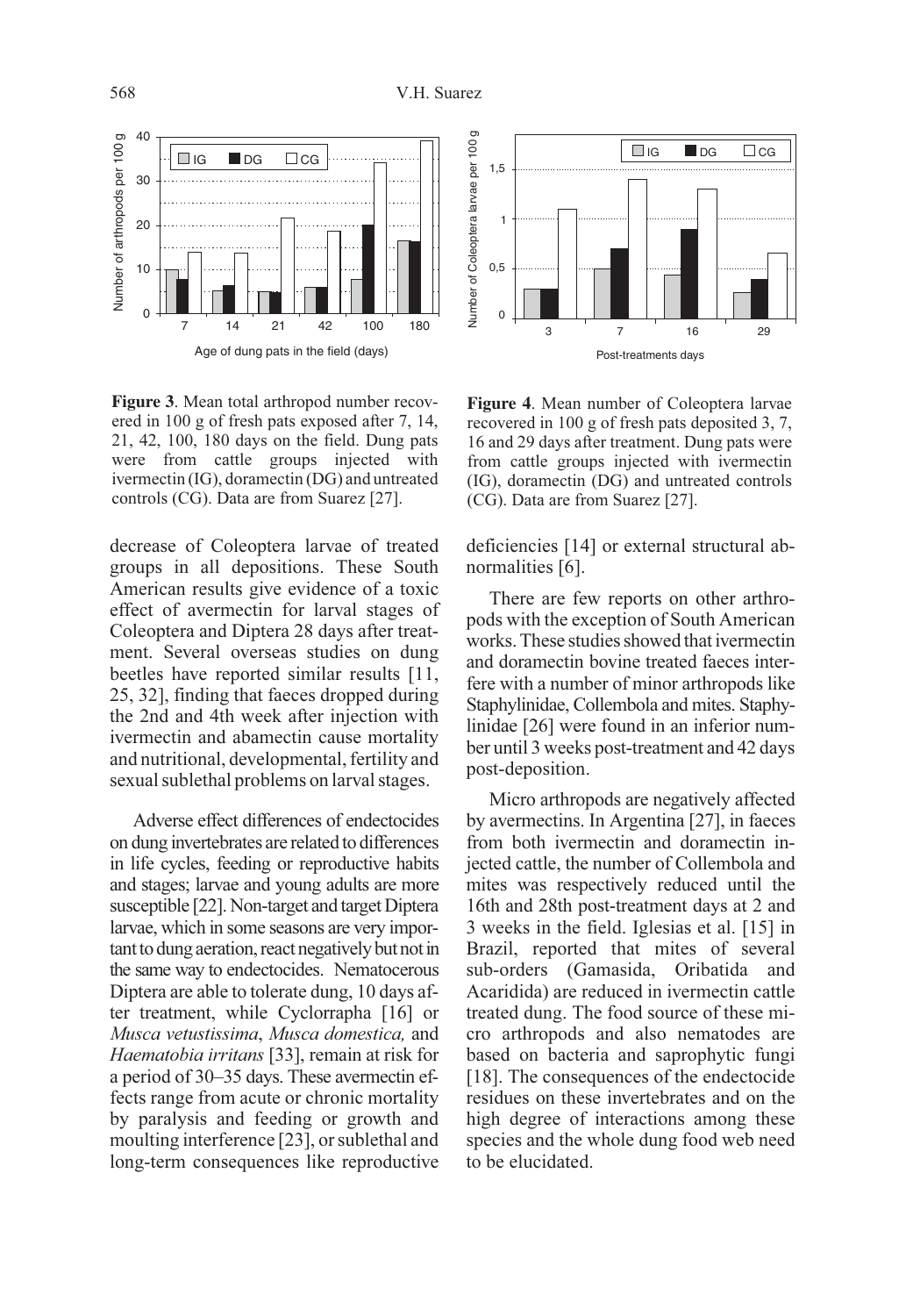**Figure 3**. Mean total arthropod number recovered in 100 g of fresh pats exposed after 7, 14, 21, 42, 100, 180 days on the field. Dung pats were from cattle groups injected with ivermectin (IG), doramectin (DG) and untreated controls (CG). Data are from Suarez [27].

**Figure 4**. Mean number of Coleoptera larvae recovered in 100 g of fresh pats deposited 3, 7, 16 and 29 days after treatment. Dung pats were from cattle groups injected with ivermectin (IG), doramectin (DG) and untreated controls (CG). Data are from Suarez [27].

decrease of Coleoptera larvae of treated groups in all depositions. These South American results give evidence of a toxic effect of avermectin for larval stages of Coleoptera and Diptera 28 days after treatment. Several overseas studies on dung beetles have reported similar results [11, 25, 32], finding that faeces dropped during the 2nd and 4th week after injection with ivermectin and abamectin cause mortality and nutritional, developmental, fertility and sexual sublethal problems on larval stages.

Adverse effect differences of endectocides on dung invertebrates are related to differences in life cycles, feeding or reproductive habits and stages; larvae and young adults are more susceptible [22]. Non-target and target Diptera larvae, which in some seasons are very important to dung aeration, react negatively but not in the same way to endectocides. Nematocerous Diptera are able to tolerate dung, 10 days after treatment, while Cyclorrapha [16] or *Musca vetustissima*, *Musca domestica,* and *Haematobia irritans* [33], remain at risk for a period of 30–35 days. These avermectin effects range from acute or chronic mortality by paralysis and feeding or growth and moulting interference [23], or sublethal and long-term consequences like reproductive deficiencies [14] or external structural abnormalities [6].

There are few reports on other arthropods with the exception of South American works. These studies showed that ivermectin and doramectin bovine treated faeces interfere with a number of minor arthropods like Staphylinidae, Collembola and mites. Staphylinidae [26] were found in an inferior number until 3 weeks post-treatment and 42 days post-deposition.

Micro arthropods are negatively affected by avermectins. In Argentina [27], in faeces from both ivermectin and doramectin injected cattle, the number of Collembola and mites was respectively reduced until the 16th and 28th post-treatment days at 2 and 3 weeks in the field. Iglesias et al. [15] in Brazil, reported that mites of several sub-orders (Gamasida, Oribatida and Acaridida) are reduced in ivermectin cattle treated dung. The food source of these micro arthropods and also nematodes are based on bacteria and saprophytic fungi [18]. The consequences of the endectocide residues on these invertebrates and on the high degree of interactions among these species and the whole dung food web need to be elucidated.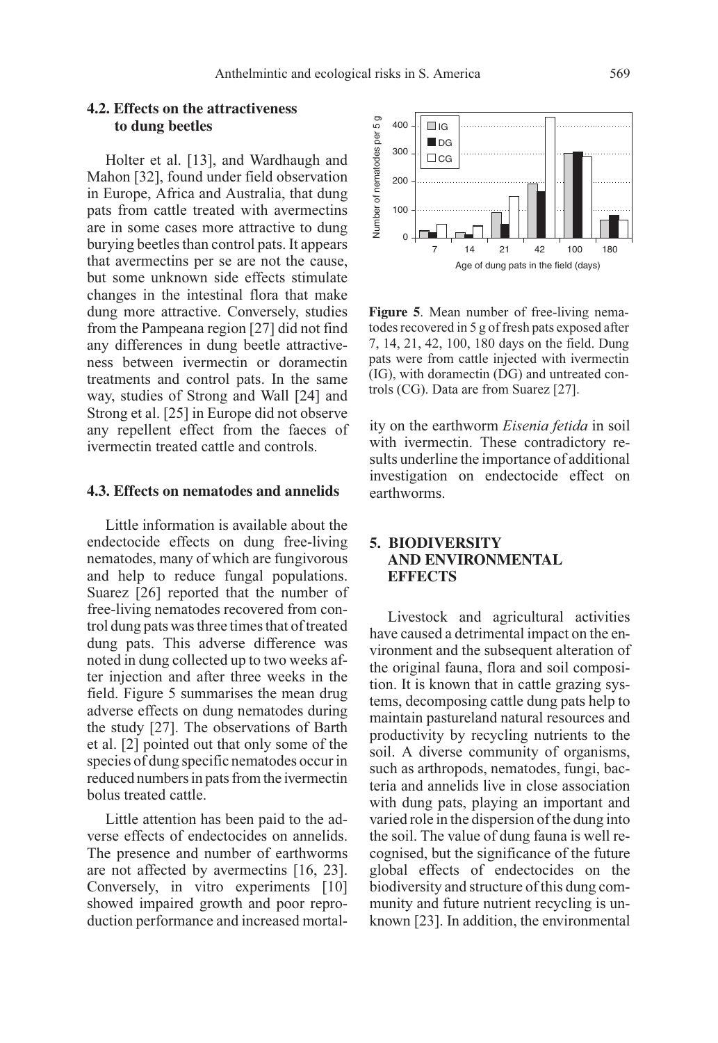### 4.2. Effects on the attractiveness to dung beetles

Holter et al. [13], and Wardhaugh and Mahon [32], found under field observation in Europe, Africa and Australia, that dung pats from cattle treated with avermectins are in some cases more attractive to dung burying beetles than control pats. It appears that avermectins per se are not the cause, but some unknown side effects stimulate changes in the intestinal flora that make dung more attractive. Conversely, studies from the Pampeana region [27] did not find any differences in dung beetle attractiveness between ivermectin or doramectin treatments and control pats. In the same way, studies of Strong and Wall [24] and Strong et al. [25] in Europe did not observe any repellent effect from the faeces of ivermectin treated cattle and controls.

### 4.3. Effects on nematodes and annelids

Little information is available about the endectocide effects on dung free-living nematodes, many of which are fungivorous and help to reduce fungal populations. Suarez [26] reported that the number of free-living nematodes recovered from control dung pats was three times that of treated dung pats. This adverse difference was noted in dung collected up to two weeks after injection and after three weeks in the field. Figure 5 summarises the mean drug adverse effects on dung nematodes during the study [27]. The observations of Barth et al. [2] pointed out that only some of the species of dung specific nematodes occur in reduced numbers in pats from the ivermectin bolus treated cattle.

Little attention has been paid to the adverse effects of endectocides on annelids. The presence and number of earthworms are not affected by avermectins [16, 23]. Conversely, in vitro experiments [10] showed impaired growth and poor reproduction performance and increased mortality on the earthworm *Eisenia fetida* in soil with ivermectin. These contradictory results underline the importance of additional investigation on endectocide effect on earthworms.

**Figure 5**. Mean number of free-living nematodes recovered in 5 g of fresh pats exposed after 7, 14, 21, 42, 100, 180 days on the field. Dung pats were from cattle injected with ivermectin (IG), with doramectin (DG) and untreated controls (CG). Data are from Suarez [27].

## 5. BIODIVERSITY AND ENVIRONMENTAL EFFECTS

Livestock and agricultural activities have caused a detrimental impact on the environment and the subsequent alteration of the original fauna, flora and soil composition. It is known that in cattle grazing systems, decomposing cattle dung pats help to maintain pastureland natural resources and productivity by recycling nutrients to the soil. A diverse community of organisms, such as arthropods, nematodes, fungi, bacteria and annelids live in close association with dung pats, playing an important and varied role in the dispersion of the dung into the soil. The value of dung fauna is well recognised, but the significance of the future global effects of endectocides on the biodiversity and structure of this dung community and future nutrient recycling is unknown [23]. In addition, the environmental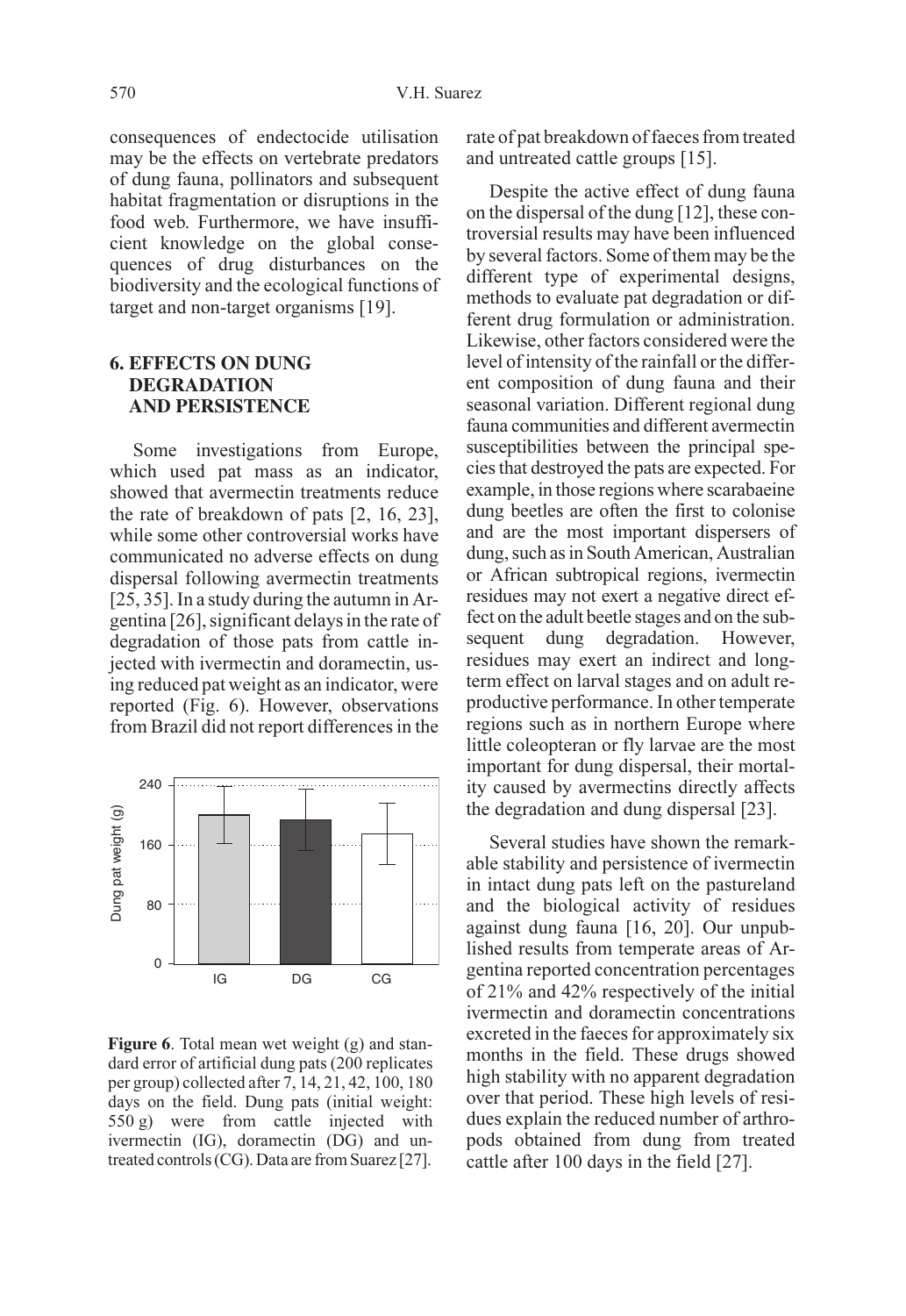consequences of endectocide utilisation may be the effects on vertebrate predators of dung fauna, pollinators and subsequent habitat fragmentation or disruptions in the food web. Furthermore, we have insufficient knowledge on the global consequences of drug disturbances on the biodiversity and the ecological functions of target and non-target organisms [19].

## 6. EFFECTS ON DUNG DEGRADATION AND PERSISTENCE

Some investigations from Europe, which used pat mass as an indicator, showed that avermectin treatments reduce the rate of breakdown of pats [2, 16, 23], while some other controversial works have communicated no adverse effects on dung dispersal following avermectin treatments [25, 35]. In a study during the autumn in Argentina [26], significant delays in the rate of degradation of those pats from cattle injected with ivermectin and doramectin, using reduced pat weight as an indicator, were reported (Fig. 6). However, observations from Brazil did not report differences in the rate of pat breakdown of faeces from treated and untreated cattle groups [15].

**Figure 6**. Total mean wet weight (g) and standard error of artificial dung pats (200 replicates per group) collected after 7, 14, 21, 42, 100, 180 days on the field. Dung pats (initial weight: 550 g) were from cattle injected with ivermectin (IG), doramectin (DG) and untreated controls (CG). Data are from Suarez [27].

Despite the active effect of dung fauna on the dispersal of the dung [12], these controversial results may have been influenced by several factors. Some of them may be the different type of experimental designs, methods to evaluate pat degradation or different drug formulation or administration. Likewise, other factors considered were the level of intensity of the rainfall or the different composition of dung fauna and their seasonal variation. Different regional dung fauna communities and different avermectin susceptibilities between the principal species that destroyed the pats are expected. For example, in those regions where scarabaeine dung beetles are often the first to colonise and are the most important dispersers of dung, such as in South American, Australian or African subtropical regions, ivermectin residues may not exert a negative direct effect on the adult beetle stages and on the subsequent dung degradation. However, residues may exert an indirect and long-term effect on larval stages and on adult reproductive performance. In other temperate regions such as in northern Europe where little coleopteran or fly larvae are the most important for dung dispersal, their mortality caused by avermectins directly affects the degradation and dung dispersal [23].

Several studies have shown the remarkable stability and persistence of ivermectin in intact dung pats left on the pastureland and the biological activity of residues against dung fauna [16, 20]. Our unpublished results from temperate areas of Argentina reported concentration percentages of 21% and 42% respectively of the initial ivermectin and doramectin concentrations excreted in the faeces for approximately six months in the field. These drugs showed high stability with no apparent degradation over that period. These high levels of residues explain the reduced number of arthropods obtained from dung from treated cattle after 100 days in the field [27].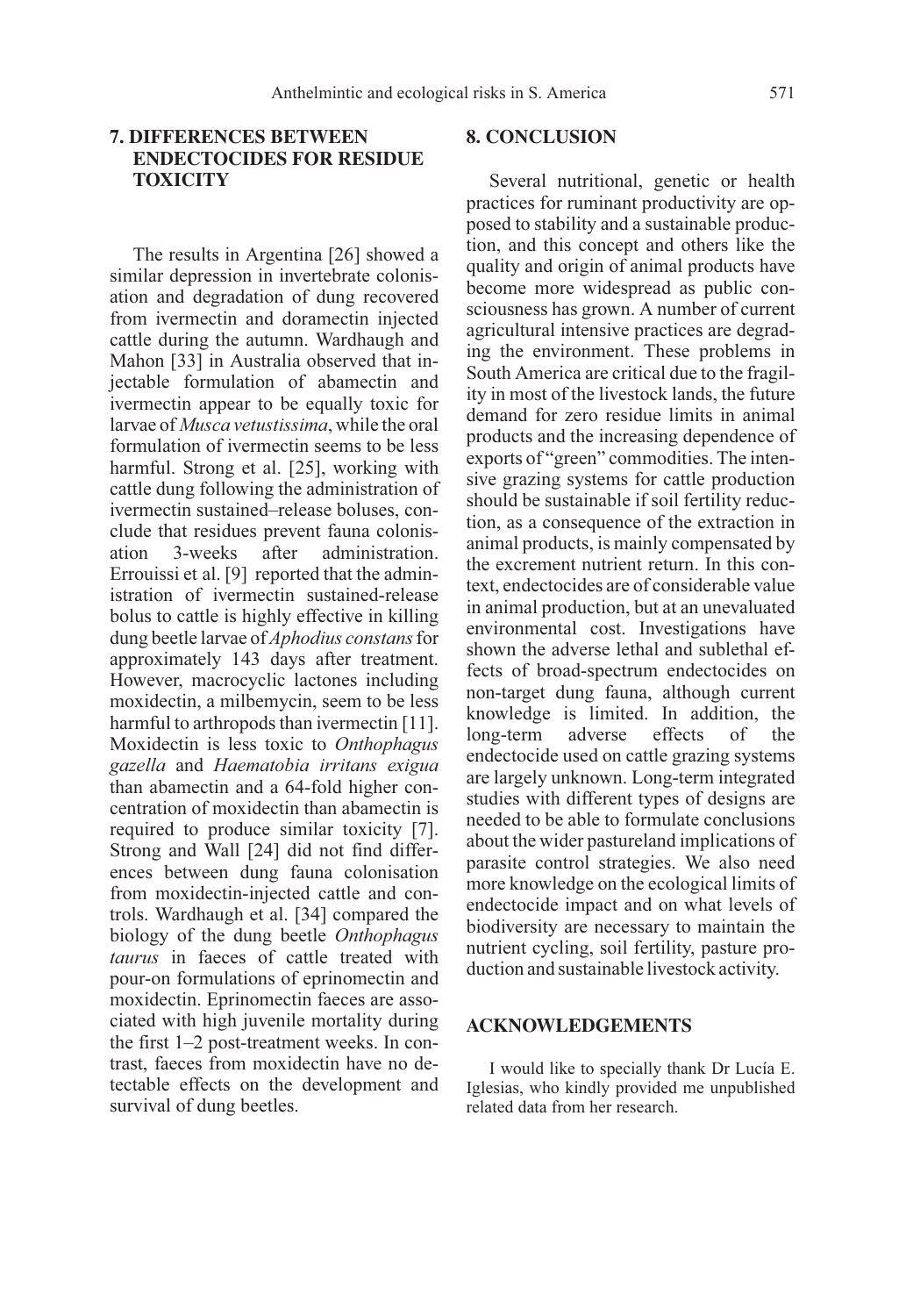## 7. DIFFERENCES BETWEEN ENDECTOCIDES FOR RESIDUE TOXICITY

The results in Argentina [26] showed a similar depression in invertebrate colonisation and degradation of dung recovered from ivermectin and doramectin injected cattle during the autumn. Wardhaugh and Mahon [33] in Australia observed that injectable formulation of abamectin and ivermectin appear to be equally toxic for larvae of *Musca vetustissima*, while the oral formulation of ivermectin seems to be less harmful. Strong et al. [25], working with cattle dung following the administration of ivermectin sustained–release boluses, conclude that residues prevent fauna colonisation 3-weeks after administration. Errouissi et al. [9] reported that the administration of ivermectin sustained-release bolus to cattle is highly effective in killing dung beetle larvae of *Aphodius constans* for approximately 143 days after treatment. However, macrocyclic lactones including moxidectin, a milbemycin, seem to be less harmful to arthropods than ivermectin [11]. Moxidectin is less toxic to *Onthophagus gazella* and *Haematobia irritans exigua* than abamectin and a 64-fold higher concentration of moxidectin than abamectin is required to produce similar toxicity [7]. Strong and Wall [24] did not find differences between dung fauna colonisation from moxidectin-injected cattle and controls. Wardhaugh et al. [34] compared the biology of the dung beetle *Onthophagus taurus* in faeces of cattle treated with pour-on formulations of eprinomectin and moxidectin. Eprinomectin faeces are associated with high juvenile mortality during the first 1–2 post-treatment weeks. In contrast, faeces from moxidectin have no detectable effects on the development and survival of dung beetles.

## 8. CONCLUSION

Several nutritional, genetic or health practices for ruminant productivity are opposed to stability and a sustainable production, and this concept and others like the quality and origin of animal products have become more widespread as public consciousness has grown. A number of current agricultural intensive practices are degrading the environment. These problems in South America are critical due to the fragility in most of the livestock lands, the future demand for zero residue limits in animal products and the increasing dependence of exports of "green" commodities. The intensive grazing systems for cattle production should be sustainable if soil fertility reduction, as a consequence of the extraction in animal products, is mainly compensated by the excrement nutrient return. In this context, endectocides are of considerable value in animal production, but at an unevaluated environmental cost. Investigations have shown the adverse lethal and sublethal effects of broad-spectrum endectocides on non-target dung fauna, although current knowledge is limited. In addition, the long-term adverse effects of the endectocide used on cattle grazing systems are largely unknown. Long-term integrated studies with different types of designs are needed to be able to formulate conclusions about the wider pastureland implications of parasite control strategies. We also need more knowledge on the ecological limits of endectocide impact and on what levels of biodiversity are necessary to maintain the nutrient cycling, soil fertility, pasture production and sustainable livestock activity.

## ACKNOWLEDGEMENTS

I would like to specially thank Dr Lucía E. Iglesias, who kindly provided me unpublished related data from her research.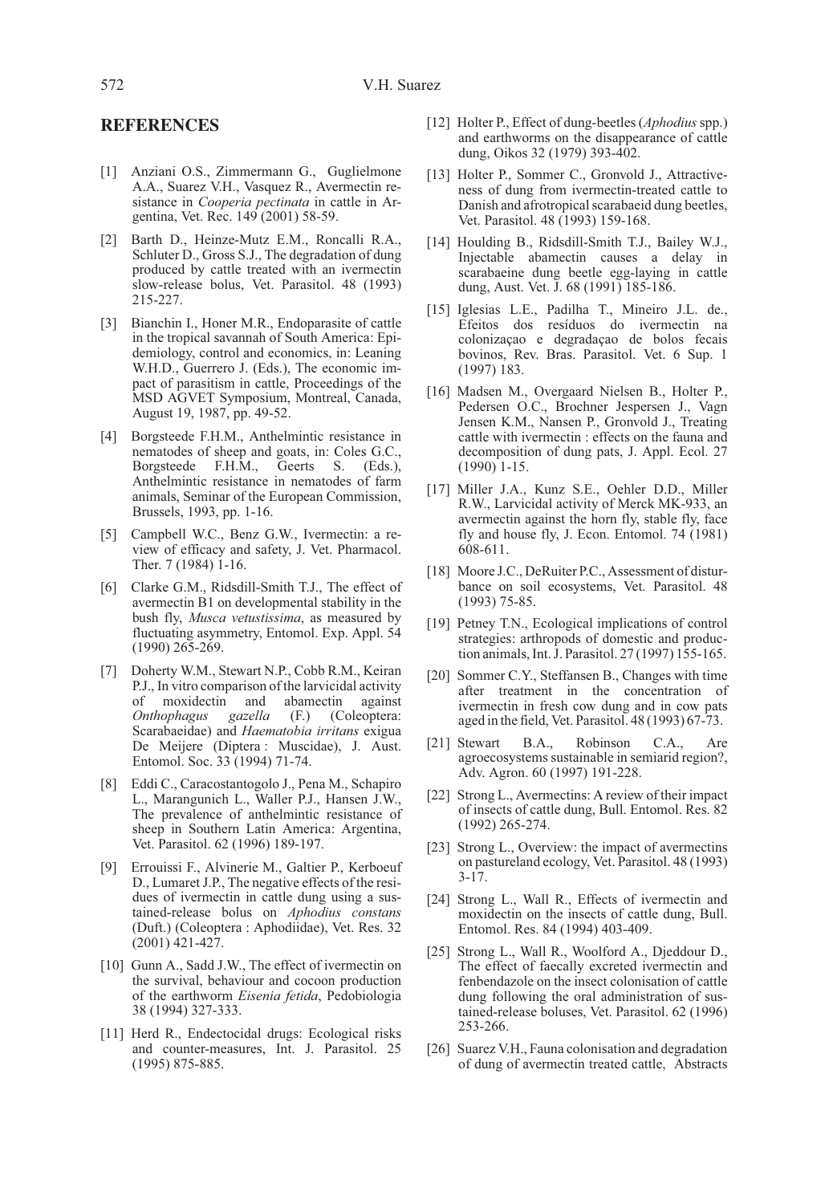## REFERENCES

[1] Anziani O.S., Zimmermann G., Guglielmone A.A., Suarez V.H., Vasquez R., Avermectin resistance in *Cooperia pectinata* in cattle in Argentina, Vet. Rec. 149 (2001) 58-59.

[2] Barth D., Heinze-Mutz E.M., Roncalli R.A., Schluter D., Gross S.J., The degradation of dung produced by cattle treated with an ivermectin slow-release bolus, Vet. Parasitol. 48 (1993) 215-227.

[3] Bianchin I., Honer M.R., Endoparasite of cattle in the tropical savannah of South America: Epidemiology, control and economics, in: Leaning W.H.D., Guerrero J. (Eds.), The economic impact of parasitism in cattle, Proceedings of the MSD AGVET Symposium, Montreal, Canada, August 19, 1987, pp. 49-52.

[4] Borgsteede F.H.M., Anthelmintic resistance in nematodes of sheep and goats, in: Coles G.C., Borgsteede F.H.M., Geerts S. (Eds.), Anthelmintic resistance in nematodes of farm animals, Seminar of the European Commission, Brussels, 1993, pp. 1-16.

[5] Campbell W.C., Benz G.W., Ivermectin: a review of efficacy and safety, J. Vet. Pharmacol. Ther. 7 (1984) 1-16.

[6] Clarke G.M., Ridsdill-Smith T.J., The effect of avermectin B1 on developmental stability in the bush fly, *Musca vetustissima*, as measured by fluctuating asymmetry, Entomol. Exp. Appl. 54 (1990) 265-269.

[7] Doherty W.M., Stewart N.P., Cobb R.M., Keiran P.J., In vitro comparison of the larvicidal activity of moxidectin and abamectin against *Onthophagus gazella* (F.) (Coleoptera: Scarabaeidae) and *Haematobia irritans* exigua De Meijere (Diptera : Muscidae), J. Aust. Entomol. Soc. 33 (1994) 71-74.

[8] Eddi C., Caracostantogolo J., Pena M., Schapiro L., Marangunich L., Waller P.J., Hansen J.W., The prevalence of anthelmintic resistance of sheep in Southern Latin America: Argentina, Vet. Parasitol. 62 (1996) 189-197.

[9] Errouissi F., Alvinerie M., Galtier P., Kerboeuf D., Lumaret J.P., The negative effects of the residues of ivermectin in cattle dung using a sustained-release bolus on *Aphodius constans* (Duft.) (Coleoptera : Aphodiidae), Vet. Res. 32 (2001) 421-427.

[10] Gunn A., Sadd J.W., The effect of ivermectin on the survival, behaviour and cocoon production of the earthworm *Eisenia fetida*, Pedobiologia 38 (1994) 327-333.

[11] Herd R., Endectocidal drugs: Ecological risks and counter-measures, Int. J. Parasitol. 25 (1995) 875-885.

[12] Holter P., Effect of dung-beetles (*Aphodius* spp.) and earthworms on the disappearance of cattle dung, Oikos 32 (1979) 393-402.

[13] Holter P., Sommer C., Gronvold J., Attractiveness of dung from ivermectin-treated cattle to Danish and afrotropical scarabaeid dung beetles, Vet. Parasitol. 48 (1993) 159-168.

[14] Houlding B., Ridsdill-Smith T.J., Bailey W.J., Injectable abamectin causes a delay in scarabaeine dung beetle egg-laying in cattle dung, Aust. Vet. J. 68 (1991) 185-186.

[15] Iglesias L.E., Padilha T., Mineiro J.L. de., Efeitos dos resíduos do ivermectin na colonizaçao e degradaçao de bolos fecais bovinos, Rev. Bras. Parasitol. Vet. 6 Sup. 1 (1997) 183.

[16] Madsen M., Overgaard Nielsen B., Holter P., Pedersen O.C., Brochner Jespersen J., Vagn Jensen K.M., Nansen P., Gronvold J., Treating cattle with ivermectin : effects on the fauna and decomposition of dung pats, J. Appl. Ecol. 27 (1990) 1-15.

[17] Miller J.A., Kunz S.E., Oehler D.D., Miller R.W., Larvicidal activity of Merck MK-933, an avermectin against the horn fly, stable fly, face fly and house fly, J. Econ. Entomol. 74 (1981) 608-611.

[18] Moore J.C., DeRuiter P.C., Assessment of disturbance on soil ecosystems, Vet. Parasitol. 48 (1993) 75-85.

[19] Petney T.N., Ecological implications of control strategies: arthropods of domestic and production animals, Int. J. Parasitol. 27 (1997) 155-165.

[20] Sommer C.Y., Steffansen B., Changes with time after treatment in the concentration of ivermectin in fresh cow dung and in cow pats aged in the field, Vet. Parasitol. 48 (1993) 67-73.

[21] Stewart B.A., Robinson C.A., Are agroecosystems sustainable in semiarid region?, Adv. Agron. 60 (1997) 191-228.

[22] Strong L., Avermectins: A review of their impact of insects of cattle dung, Bull. Entomol. Res. 82 (1992) 265-274.

[23] Strong L., Overview: the impact of avermectins on pastureland ecology, Vet. Parasitol. 48 (1993) 3-17.

[24] Strong L., Wall R., Effects of ivermectin and moxidectin on the insects of cattle dung, Bull. Entomol. Res. 84 (1994) 403-409.

[25] Strong L., Wall R., Woolford A., Djeddour D., The effect of faecally excreted ivermectin and fenbendazole on the insect colonisation of cattle dung following the oral administration of sustained-release boluses, Vet. Parasitol. 62 (1996) 253-266.

[26] Suarez V.H., Fauna colonisation and degradation of dung of avermectin treated cattle, Abstracts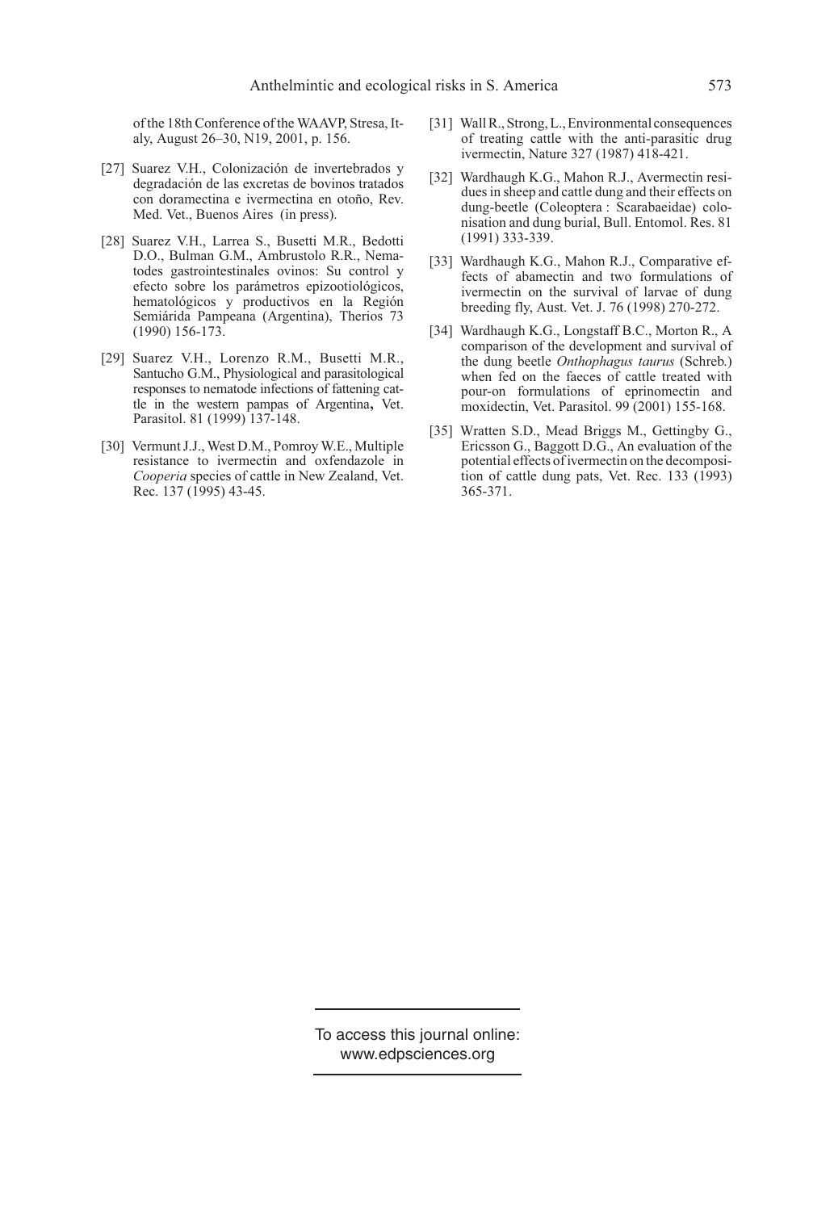of the 18th Conference of the WAAVP, Stresa, Italy, August 26–30, N19, 2001, p. 156.

[27] Suarez V.H., Colonización de invertebrados y degradación de las excretas de bovinos tratados con doramectina e ivermectina en otoño, Rev. Med. Vet., Buenos Aires (in press).

[28] Suarez V.H., Larrea S., Busetti M.R., Bedotti D.O., Bulman G.M., Ambrustolo R.R., Nematodes gastrointestinales ovinos: Su control y efecto sobre los parámetros epizootiológicos, hematológicos y productivos en la Región Semiárida Pampeana (Argentina), Therios 73 (1990) 156-173.

[29] Suarez V.H., Lorenzo R.M., Busetti M.R., Santucho G.M., Physiological and parasitological responses to nematode infections of fattening cattle in the western pampas of Argentina, Vet. Parasitol. 81 (1999) 137-148.

[30] Vermunt J.J., West D.M., Pomroy W.E., Multiple resistance to ivermectin and oxfendazole in *Cooperia* species of cattle in New Zealand, Vet. Rec. 137 (1995) 43-45.

[31] Wall R., Strong, L., Environmental consequences of treating cattle with the anti-parasitic drug ivermectin, Nature 327 (1987) 418-421.

[32] Wardhaugh K.G., Mahon R.J., Avermectin residues in sheep and cattle dung and their effects on dung-beetle (Coleoptera : Scarabaeidae) colonisation and dung burial, Bull. Entomol. Res. 81 (1991) 333-339.

[33] Wardhaugh K.G., Mahon R.J., Comparative effects of abamectin and two formulations of ivermectin on the survival of larvae of dung breeding fly, Aust. Vet. J. 76 (1998) 270-272.

[34] Wardhaugh K.G., Longstaff B.C., Morton R., A comparison of the development and survival of the dung beetle *Onthophagus taurus* (Schreb.) when fed on the faeces of cattle treated with pour-on formulations of eprinomectin and moxidectin, Vet. Parasitol. 99 (2001) 155-168.

[35] Wratten S.D., Mead Briggs M., Gettingby G., Ericsson G., Baggott D.G., An evaluation of the potential effects of ivermectin on the decomposition of cattle dung pats, Vet. Rec. 133 (1993) 365-371.

To access this journal online:
www.edpsciences.org